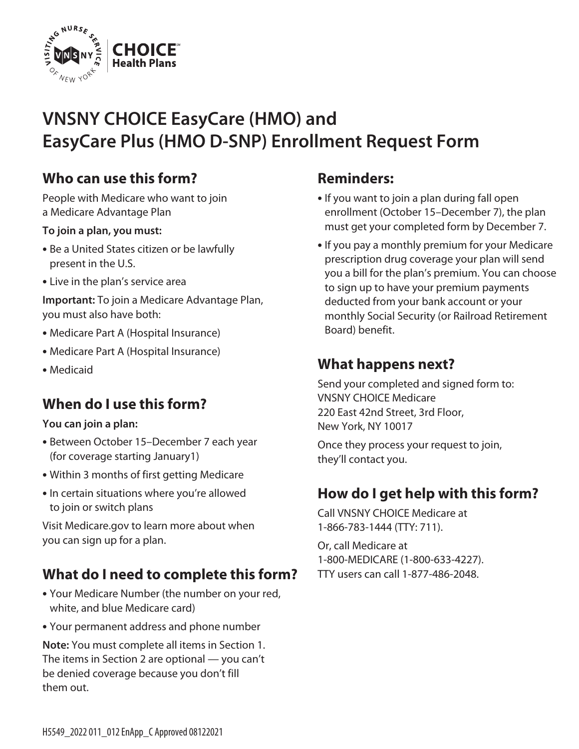VNSNY CHOICE Health Plans

# VNSNY CHOICE EasyCare (HMO) and EasyCare Plus (HMO D-SNP) Enrollment Request Form

## Who can use this form?

People with Medicare who want to join a Medicare Advantage Plan

**To join a plan, you must:**

- Be a United States citizen or be lawfully present in the U.S.
- Live in the plan's service area

**Important:** To join a Medicare Advantage Plan, you must also have both:

- Medicare Part A (Hospital Insurance)
- Medicare Part A (Hospital Insurance)
- Medicaid

## When do I use this form?

**You can join a plan:**

- Between October 15–December 7 each year (for coverage starting January1)
- Within 3 months of first getting Medicare
- In certain situations where you're allowed to join or switch plans

Visit Medicare.gov to learn more about when you can sign up for a plan.

## What do I need to complete this form?

- Your Medicare Number (the number on your red, white, and blue Medicare card)
- Your permanent address and phone number

**Note:** You must complete all items in Section 1. The items in Section 2 are optional — you can't be denied coverage because you don't fill them out.

## Reminders:

- If you want to join a plan during fall open enrollment (October 15–December 7), the plan must get your completed form by December 7.
- If you pay a monthly premium for your Medicare prescription drug coverage your plan will send you a bill for the plan's premium. You can choose to sign up to have your premium payments deducted from your bank account or your monthly Social Security (or Railroad Retirement Board) benefit.

## What happens next?

Send your completed and signed form to:
VNSNY CHOICE Medicare
220 East 42nd Street, 3rd Floor,
New York, NY 10017

Once they process your request to join, they'll contact you.

## How do I get help with this form?

Call VNSNY CHOICE Medicare at 1-866-783-1444 (TTY: 711).

Or, call Medicare at 1-800-MEDICARE (1-800-633-4227). TTY users can call 1-877-486-2048.

H5549_2022 011_012 EnApp_C Approved 08122021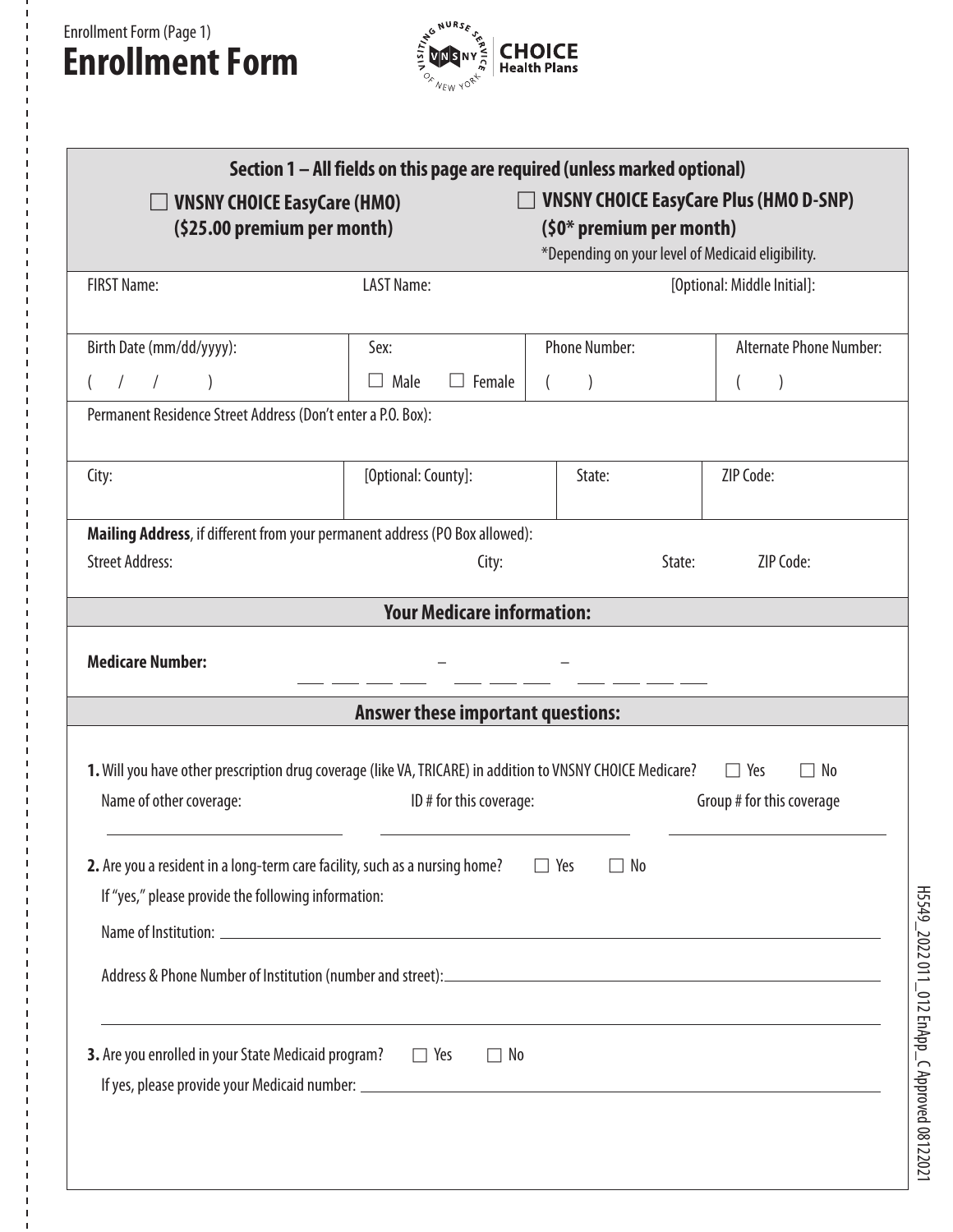Enrollment Form (Page 1)

# Enrollment Form

VNSNY CHOICE Health Plans

## Section 1 – All fields on this page are required (unless marked optional)

☐ **VNSNY CHOICE EasyCare (HMO) ($25.00 premium per month)**

☐ **VNSNY CHOICE EasyCare Plus (HMO D-SNP) ($0* premium per month)**
*Depending on your level of Medicaid eligibility.

| FIRST Name: | LAST Name: | [Optional: Middle Initial]: | |
|---|---|---|---|
| Birth Date (mm/dd/yyyy): ( / / ) | Sex: ☐ Male ☐ Female | Phone Number: ( ) | Alternate Phone Number: ( ) |
| Permanent Residence Street Address (Don't enter a P.O. Box): | | | |
| City: | [Optional: County]: | State: | ZIP Code: |

**Mailing Address**, if different from your permanent address (PO Box allowed):

Street Address: City: State: ZIP Code:

### Your Medicare information:

**Medicare Number:** ___ ___ ___ ___ – ___ ___ ___ – ___ ___ ___ ___

### Answer these important questions:

**1.** Will you have other prescription drug coverage (like VA, TRICARE) in addition to VNSNY CHOICE Medicare? ☐ Yes ☐ No

Name of other coverage: ____________ ID # for this coverage: ____________ Group # for this coverage ____________

**2.** Are you a resident in a long-term care facility, such as a nursing home? ☐ Yes ☐ No

If "yes," please provide the following information:

Name of Institution: ____________

Address & Phone Number of Institution (number and street): ____________

**3.** Are you enrolled in your State Medicaid program? ☐ Yes ☐ No

If yes, please provide your Medicaid number: ____________

H5549_2022 011_012 EnApp_C Approved 08122021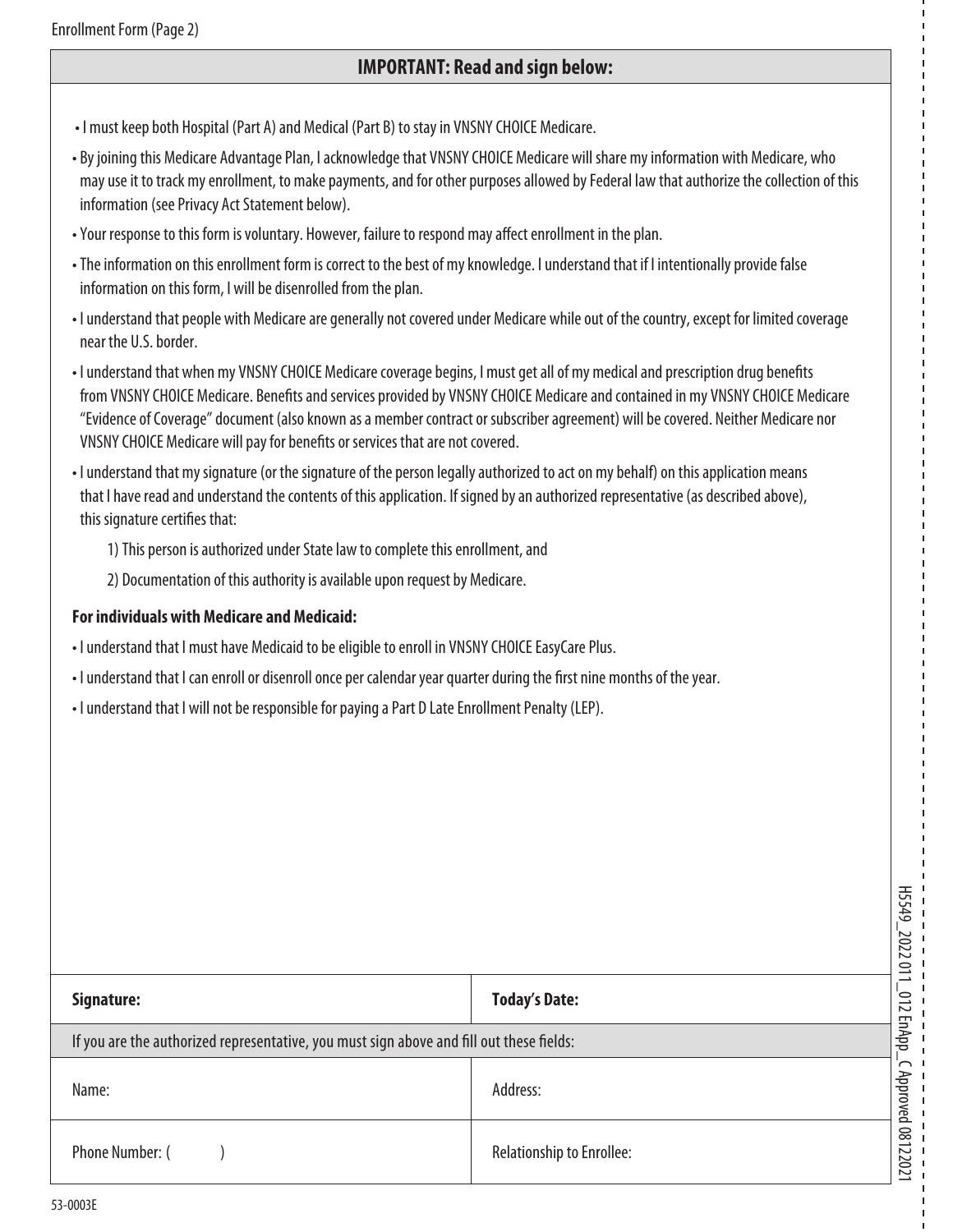Enrollment Form (Page 2)

## IMPORTANT: Read and sign below:

- I must keep both Hospital (Part A) and Medical (Part B) to stay in VNSNY CHOICE Medicare.
- By joining this Medicare Advantage Plan, I acknowledge that VNSNY CHOICE Medicare will share my information with Medicare, who may use it to track my enrollment, to make payments, and for other purposes allowed by Federal law that authorize the collection of this information (see Privacy Act Statement below).
- Your response to this form is voluntary. However, failure to respond may affect enrollment in the plan.
- The information on this enrollment form is correct to the best of my knowledge. I understand that if I intentionally provide false information on this form, I will be disenrolled from the plan.
- I understand that people with Medicare are generally not covered under Medicare while out of the country, except for limited coverage near the U.S. border.
- I understand that when my VNSNY CHOICE Medicare coverage begins, I must get all of my medical and prescription drug benefits from VNSNY CHOICE Medicare. Benefits and services provided by VNSNY CHOICE Medicare and contained in my VNSNY CHOICE Medicare "Evidence of Coverage" document (also known as a member contract or subscriber agreement) will be covered. Neither Medicare nor VNSNY CHOICE Medicare will pay for benefits or services that are not covered.
- I understand that my signature (or the signature of the person legally authorized to act on my behalf) on this application means that I have read and understand the contents of this application. If signed by an authorized representative (as described above), this signature certifies that:
  1) This person is authorized under State law to complete this enrollment, and
  2) Documentation of this authority is available upon request by Medicare.

**For individuals with Medicare and Medicaid:**

- I understand that I must have Medicaid to be eligible to enroll in VNSNY CHOICE EasyCare Plus.
- I understand that I can enroll or disenroll once per calendar year quarter during the first nine months of the year.
- I understand that I will not be responsible for paying a Part D Late Enrollment Penalty (LEP).

| **Signature:** | **Today's Date:** |
|---|---|
| If you are the authorized representative, you must sign above and fill out these fields: | |
| Name: | Address: |
| Phone Number: ( ) | Relationship to Enrollee: |

H5549_2022 011_012 EnApp_C Approved 08122021

53-0003E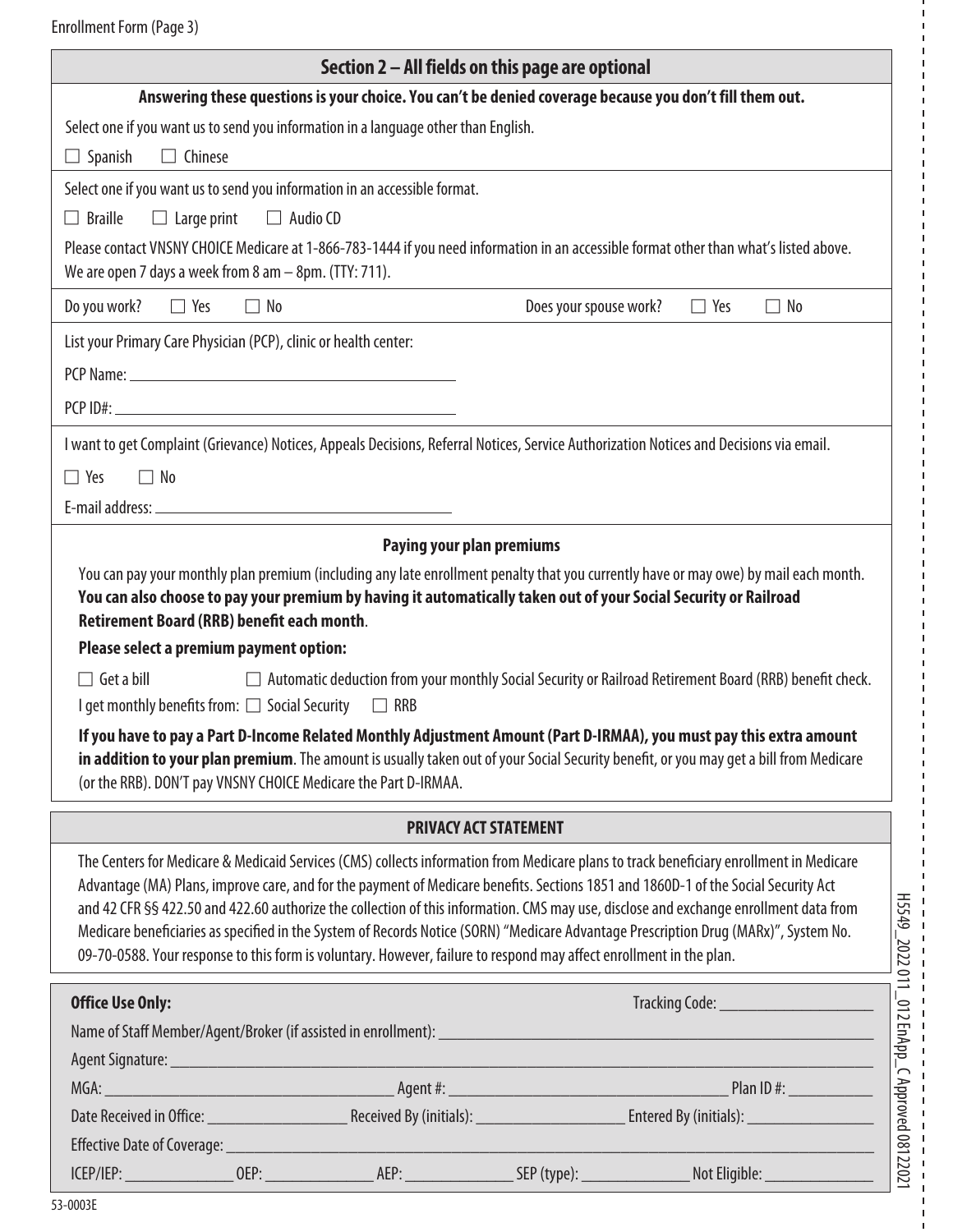Enrollment Form (Page 3)

## Section 2 – All fields on this page are optional

**Answering these questions is your choice. You can't be denied coverage because you don't fill them out.**

Select one if you want us to send you information in a language other than English.

☐ Spanish ☐ Chinese

Select one if you want us to send you information in an accessible format.

☐ Braille ☐ Large print ☐ Audio CD

Please contact VNSNY CHOICE Medicare at 1-866-783-1444 if you need information in an accessible format other than what's listed above. We are open 7 days a week from 8 am – 8pm. (TTY: 711).

Do you work? ☐ Yes ☐ No Does your spouse work? ☐ Yes ☐ No

List your Primary Care Physician (PCP), clinic or health center:

PCP Name: ______________________________

PCP ID#: ______________________________

I want to get Complaint (Grievance) Notices, Appeals Decisions, Referral Notices, Service Authorization Notices and Decisions via email.

☐ Yes ☐ No

E-mail address: ______________________________

### Paying your plan premiums

You can pay your monthly plan premium (including any late enrollment penalty that you currently have or may owe) by mail each month. **You can also choose to pay your premium by having it automatically taken out of your Social Security or Railroad Retirement Board (RRB) benefit each month**.

**Please select a premium payment option:**

☐ Get a bill ☐ Automatic deduction from your monthly Social Security or Railroad Retirement Board (RRB) benefit check.

I get monthly benefits from: ☐ Social Security ☐ RRB

**If you have to pay a Part D-Income Related Monthly Adjustment Amount (Part D-IRMAA), you must pay this extra amount in addition to your plan premium**. The amount is usually taken out of your Social Security benefit, or you may get a bill from Medicare (or the RRB). DON'T pay VNSNY CHOICE Medicare the Part D-IRMAA.

### PRIVACY ACT STATEMENT

The Centers for Medicare & Medicaid Services (CMS) collects information from Medicare plans to track beneficiary enrollment in Medicare Advantage (MA) Plans, improve care, and for the payment of Medicare benefits. Sections 1851 and 1860D-1 of the Social Security Act and 42 CFR §§ 422.50 and 422.60 authorize the collection of this information. CMS may use, disclose and exchange enrollment data from Medicare beneficiaries as specified in the System of Records Notice (SORN) "Medicare Advantage Prescription Drug (MARx)", System No. 09-70-0588. Your response to this form is voluntary. However, failure to respond may affect enrollment in the plan.

**Office Use Only:** Tracking Code: ______________

Name of Staff Member/Agent/Broker (if assisted in enrollment): ______________________________

Agent Signature: ______________________________

MGA: ______________ Agent #: ______________ Plan ID #: ______________

Date Received in Office: ______________ Received By (initials): ______________ Entered By (initials): ______________

Effective Date of Coverage: ______________________________

ICEP/IEP: __________ OEP: __________ AEP: __________ SEP (type): __________ Not Eligible: __________

53-0003E

H5549_2022 011_012EnApp_C Approved 08122021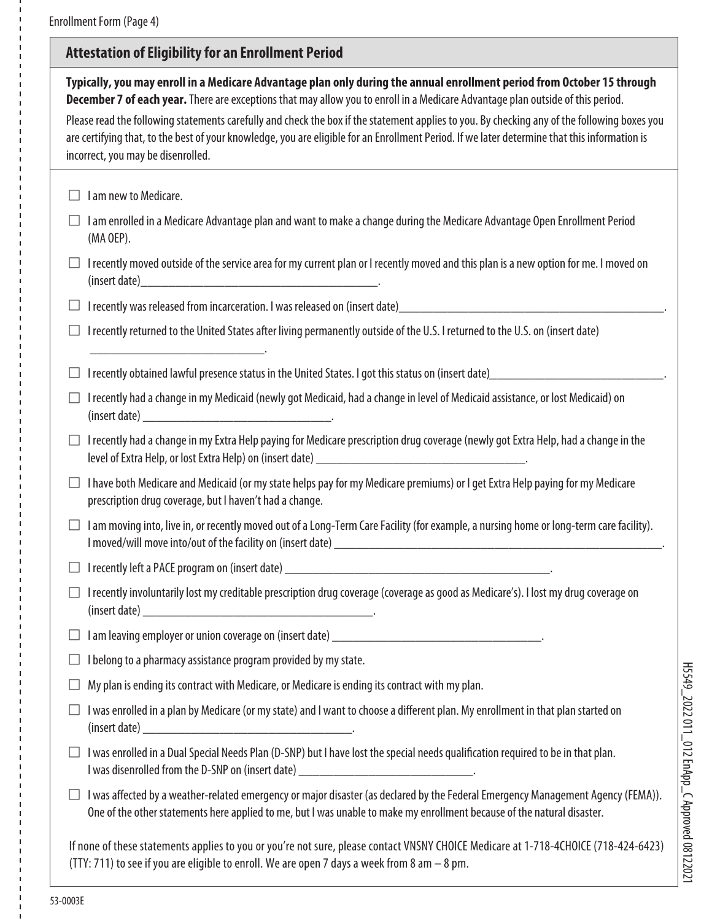## Attestation of Eligibility for an Enrollment Period

**Typically, you may enroll in a Medicare Advantage plan only during the annual enrollment period from October 15 through December 7 of each year.** There are exceptions that may allow you to enroll in a Medicare Advantage plan outside of this period.

Please read the following statements carefully and check the box if the statement applies to you. By checking any of the following boxes you are certifying that, to the best of your knowledge, you are eligible for an Enrollment Period. If we later determine that this information is incorrect, you may be disenrolled.

- ☐ I am new to Medicare.
- ☐ I am enrolled in a Medicare Advantage plan and want to make a change during the Medicare Advantage Open Enrollment Period (MA OEP).
- ☐ I recently moved outside of the service area for my current plan or I recently moved and this plan is a new option for me. I moved on (insert date)_______________________.
- ☐ I recently was released from incarceration. I was released on (insert date)_______________________.
- ☐ I recently returned to the United States after living permanently outside of the U.S. I returned to the U.S. on (insert date) _______________________.
- ☐ I recently obtained lawful presence status in the United States. I got this status on (insert date)_______________________.
- ☐ I recently had a change in my Medicaid (newly got Medicaid, had a change in level of Medicaid assistance, or lost Medicaid) on (insert date) _______________________.
- ☐ I recently had a change in my Extra Help paying for Medicare prescription drug coverage (newly got Extra Help, had a change in the level of Extra Help, or lost Extra Help) on (insert date) _______________________.
- ☐ I have both Medicare and Medicaid (or my state helps pay for my Medicare premiums) or I get Extra Help paying for my Medicare prescription drug coverage, but I haven't had a change.
- ☐ I am moving into, live in, or recently moved out of a Long-Term Care Facility (for example, a nursing home or long-term care facility). I moved/will move into/out of the facility on (insert date) _______________________.
- ☐ I recently left a PACE program on (insert date) _______________________.
- ☐ I recently involuntarily lost my creditable prescription drug coverage (coverage as good as Medicare's). I lost my drug coverage on (insert date) _______________________.
- ☐ I am leaving employer or union coverage on (insert date) _______________________.
- ☐ I belong to a pharmacy assistance program provided by my state.
- ☐ My plan is ending its contract with Medicare, or Medicare is ending its contract with my plan.
- ☐ I was enrolled in a plan by Medicare (or my state) and I want to choose a different plan. My enrollment in that plan started on (insert date) _______________________.
- ☐ I was enrolled in a Dual Special Needs Plan (D-SNP) but I have lost the special needs qualification required to be in that plan. I was disenrolled from the D-SNP on (insert date) _______________________.
- ☐ I was affected by a weather-related emergency or major disaster (as declared by the Federal Emergency Management Agency (FEMA)). One of the other statements here applied to me, but I was unable to make my enrollment because of the natural disaster.

If none of these statements applies to you or you're not sure, please contact VNSNY CHOICE Medicare at 1-718-4CHOICE (718-424-6423) (TTY: 711) to see if you are eligible to enroll. We are open 7 days a week from 8 am – 8 pm.

H5549_2022 011_012 EnApp_C Approved 08122021

53-0003E